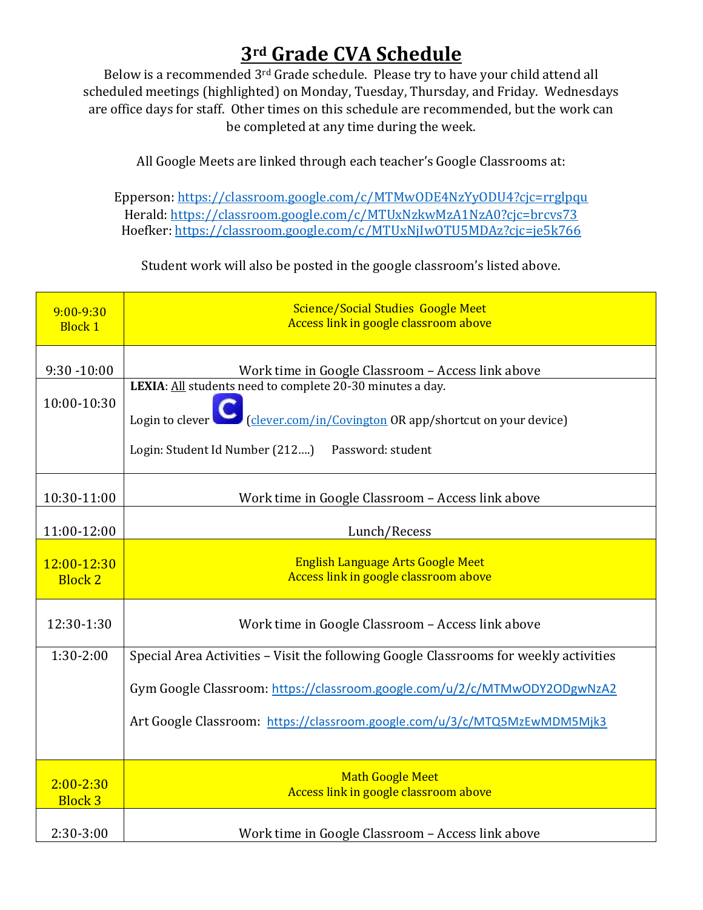# 3rd Grade CVA Schedule

Below is a recommended 3rd Grade schedule. Please try to have your child attend all scheduled meetings (highlighted) on Monday, Tuesday, Thursday, and Friday. Wednesdays are office days for staff. Other times on this schedule are recommended, but the work can be completed at any time during the week.

All Google Meets are linked through each teacher's Google Classrooms at:

Epperson: https://classroom.google.com/c/MTMwODE4NzYyODU4?cjc=rrglpqu
Herald: https://classroom.google.com/c/MTUxNzkwMzA1NzA0?cjc=brcvs73
Hoefker: https://classroom.google.com/c/MTUxNjIwOTU5MDAz?cjc=je5k766

Student work will also be posted in the google classroom's listed above.

| Time | Activity |
|---|---|
| 9:00-9:30 Block 1 | Science/Social Studies Google Meet<br>Access link in google classroom above |
| 9:30 -10:00 | Work time in Google Classroom – Access link above |
| 10:00-10:30 | **LEXIA**: All students need to complete 20-30 minutes a day.<br>Login to clever (clever.com/in/Covington OR app/shortcut on your device)<br>Login: Student Id Number (212….) Password: student |
| 10:30-11:00 | Work time in Google Classroom – Access link above |
| 11:00-12:00 | Lunch/Recess |
| 12:00-12:30 Block 2 | English Language Arts Google Meet<br>Access link in google classroom above |
| 12:30-1:30 | Work time in Google Classroom – Access link above |
| 1:30-2:00 | Special Area Activities – Visit the following Google Classrooms for weekly activities<br>Gym Google Classroom: https://classroom.google.com/u/2/c/MTMwODY2ODgwNzA2<br>Art Google Classroom: https://classroom.google.com/u/3/c/MTQ5MzEwMDM5Mjk3 |
| 2:00-2:30 Block 3 | Math Google Meet<br>Access link in google classroom above |
| 2:30-3:00 | Work time in Google Classroom – Access link above |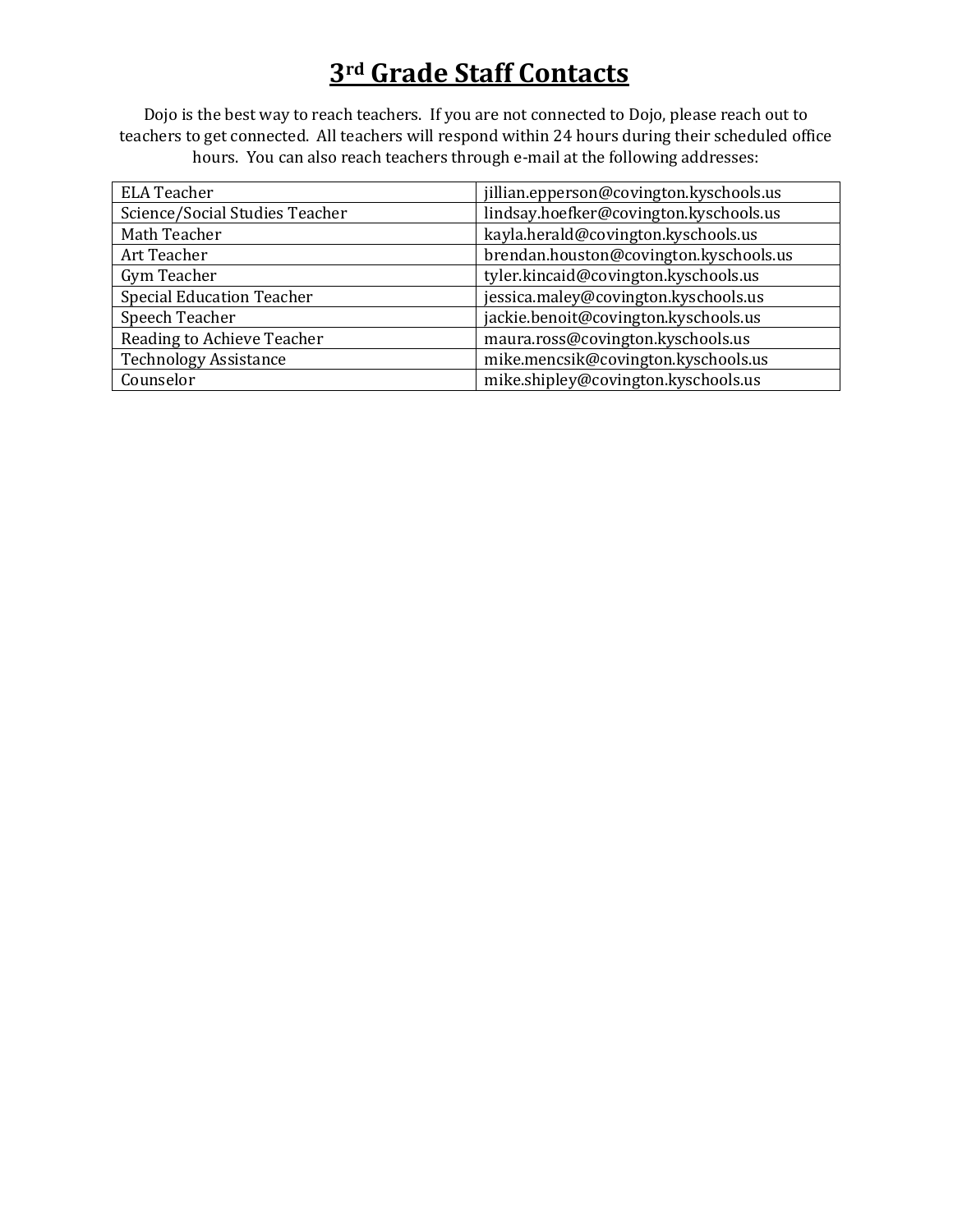# 3rd Grade Staff Contacts

Dojo is the best way to reach teachers. If you are not connected to Dojo, please reach out to teachers to get connected. All teachers will respond within 24 hours during their scheduled office hours. You can also reach teachers through e-mail at the following addresses:

| | |
|---|---|
| ELA Teacher | jillian.epperson@covington.kyschools.us |
| Science/Social Studies Teacher | lindsay.hoefker@covington.kyschools.us |
| Math Teacher | kayla.herald@covington.kyschools.us |
| Art Teacher | brendan.houston@covington.kyschools.us |
| Gym Teacher | tyler.kincaid@covington.kyschools.us |
| Special Education Teacher | jessica.maley@covington.kyschools.us |
| Speech Teacher | jackie.benoit@covington.kyschools.us |
| Reading to Achieve Teacher | maura.ross@covington.kyschools.us |
| Technology Assistance | mike.mencsik@covington.kyschools.us |
| Counselor | mike.shipley@covington.kyschools.us |